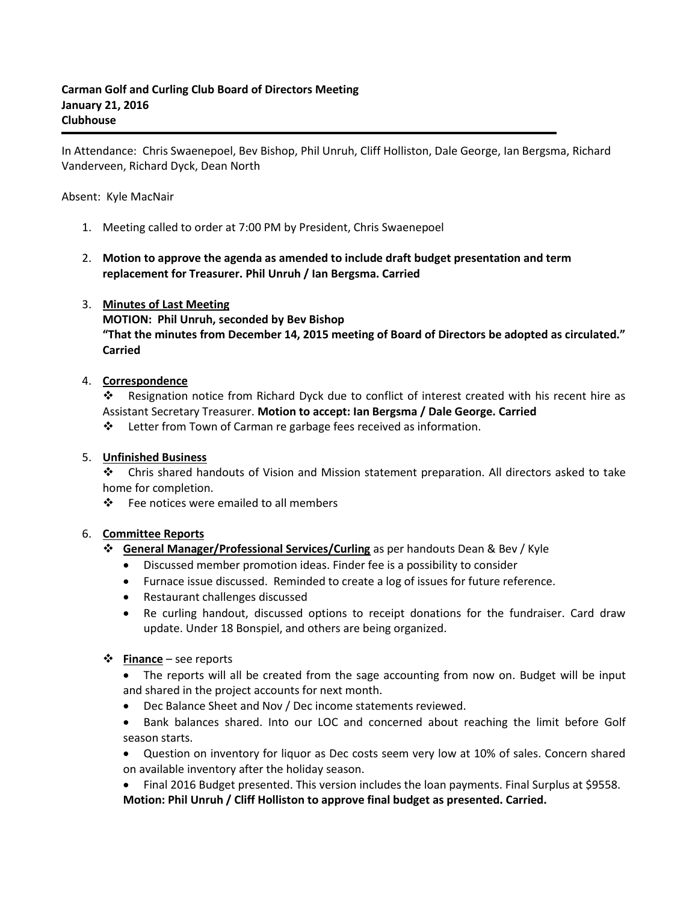**Carman Golf and Curling Club Board of Directors Meeting**
**January 21, 2016**
**Clubhouse**

---

In Attendance: Chris Swaenepoel, Bev Bishop, Phil Unruh, Cliff Holliston, Dale George, Ian Bergsma, Richard Vanderveen, Richard Dyck, Dean North

Absent: Kyle MacNair

1. Meeting called to order at 7:00 PM by President, Chris Swaenepoel

2. **Motion to approve the agenda as amended to include draft budget presentation and term replacement for Treasurer. Phil Unruh / Ian Bergsma. Carried**

3. **<u>Minutes of Last Meeting</u>**
   **MOTION: Phil Unruh, seconded by Bev Bishop**
   **"That the minutes from December 14, 2015 meeting of Board of Directors be adopted as circulated." Carried**

4. **<u>Correspondence</u>**
   - Resignation notice from Richard Dyck due to conflict of interest created with his recent hire as Assistant Secretary Treasurer. **Motion to accept: Ian Bergsma / Dale George. Carried**
   - Letter from Town of Carman re garbage fees received as information.

5. **<u>Unfinished Business</u>**
   - Chris shared handouts of Vision and Mission statement preparation. All directors asked to take home for completion.
   - Fee notices were emailed to all members

6. **<u>Committee Reports</u>**
   - **<u>General Manager/Professional Services/Curling</u>** as per handouts Dean & Bev / Kyle
     - Discussed member promotion ideas. Finder fee is a possibility to consider
     - Furnace issue discussed. Reminded to create a log of issues for future reference.
     - Restaurant challenges discussed
     - Re curling handout, discussed options to receipt donations for the fundraiser. Card draw update. Under 18 Bonspiel, and others are being organized.

   - **<u>Finance</u>** – see reports
     - The reports will all be created from the sage accounting from now on. Budget will be input and shared in the project accounts for next month.
     - Dec Balance Sheet and Nov / Dec income statements reviewed.
     - Bank balances shared. Into our LOC and concerned about reaching the limit before Golf season starts.
     - Question on inventory for liquor as Dec costs seem very low at 10% of sales. Concern shared on available inventory after the holiday season.
     - Final 2016 Budget presented. This version includes the loan payments. Final Surplus at $9558.

     **Motion: Phil Unruh / Cliff Holliston to approve final budget as presented. Carried.**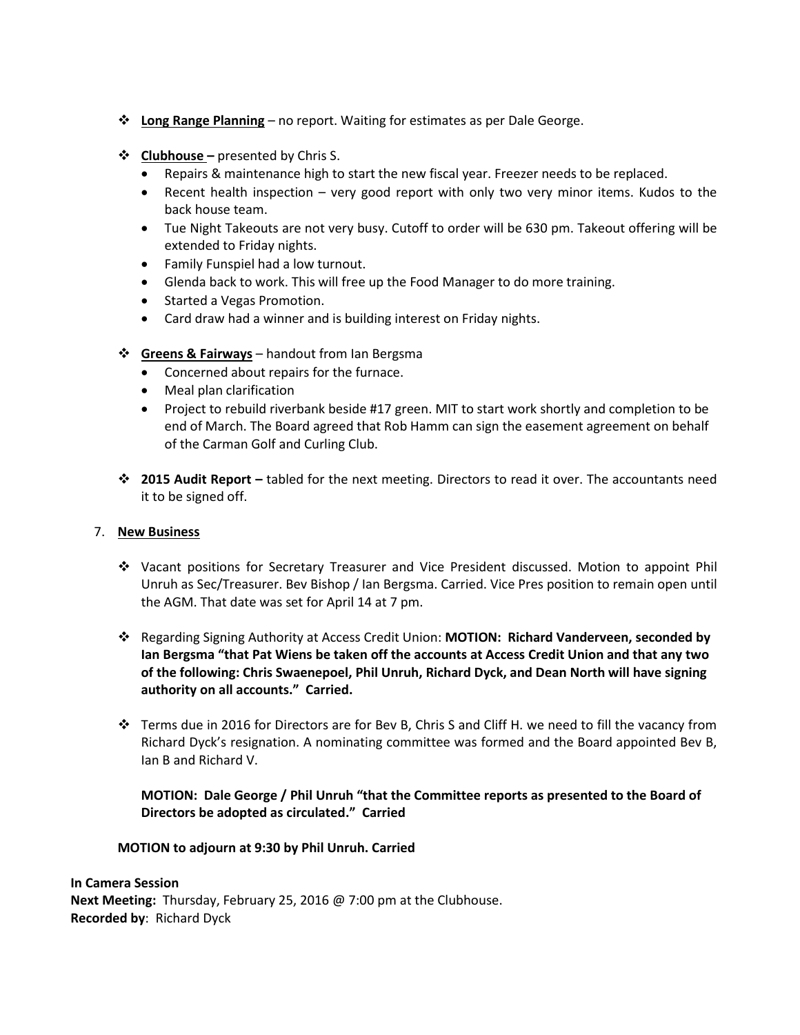- **Long Range Planning** – no report. Waiting for estimates as per Dale George.

- **Clubhouse –** presented by Chris S.
  - Repairs & maintenance high to start the new fiscal year. Freezer needs to be replaced.
  - Recent health inspection – very good report with only two very minor items. Kudos to the back house team.
  - Tue Night Takeouts are not very busy. Cutoff to order will be 630 pm. Takeout offering will be extended to Friday nights.
  - Family Funspiel had a low turnout.
  - Glenda back to work. This will free up the Food Manager to do more training.
  - Started a Vegas Promotion.
  - Card draw had a winner and is building interest on Friday nights.

- **Greens & Fairways** – handout from Ian Bergsma
  - Concerned about repairs for the furnace.
  - Meal plan clarification
  - Project to rebuild riverbank beside #17 green. MIT to start work shortly and completion to be end of March. The Board agreed that Rob Hamm can sign the easement agreement on behalf of the Carman Golf and Curling Club.

- **2015 Audit Report –** tabled for the next meeting. Directors to read it over. The accountants need it to be signed off.

7. **New Business**

- Vacant positions for Secretary Treasurer and Vice President discussed. Motion to appoint Phil Unruh as Sec/Treasurer. Bev Bishop / Ian Bergsma. Carried. Vice Pres position to remain open until the AGM. That date was set for April 14 at 7 pm.

- Regarding Signing Authority at Access Credit Union: **MOTION: Richard Vanderveen, seconded by Ian Bergsma "that Pat Wiens be taken off the accounts at Access Credit Union and that any two of the following: Chris Swaenepoel, Phil Unruh, Richard Dyck, and Dean North will have signing authority on all accounts." Carried.**

- Terms due in 2016 for Directors are for Bev B, Chris S and Cliff H. we need to fill the vacancy from Richard Dyck's resignation. A nominating committee was formed and the Board appointed Bev B, Ian B and Richard V.

  **MOTION: Dale George / Phil Unruh "that the Committee reports as presented to the Board of Directors be adopted as circulated." Carried**

**MOTION to adjourn at 9:30 by Phil Unruh. Carried**

**In Camera Session**
**Next Meeting:** Thursday, February 25, 2016 @ 7:00 pm at the Clubhouse.
**Recorded by**: Richard Dyck